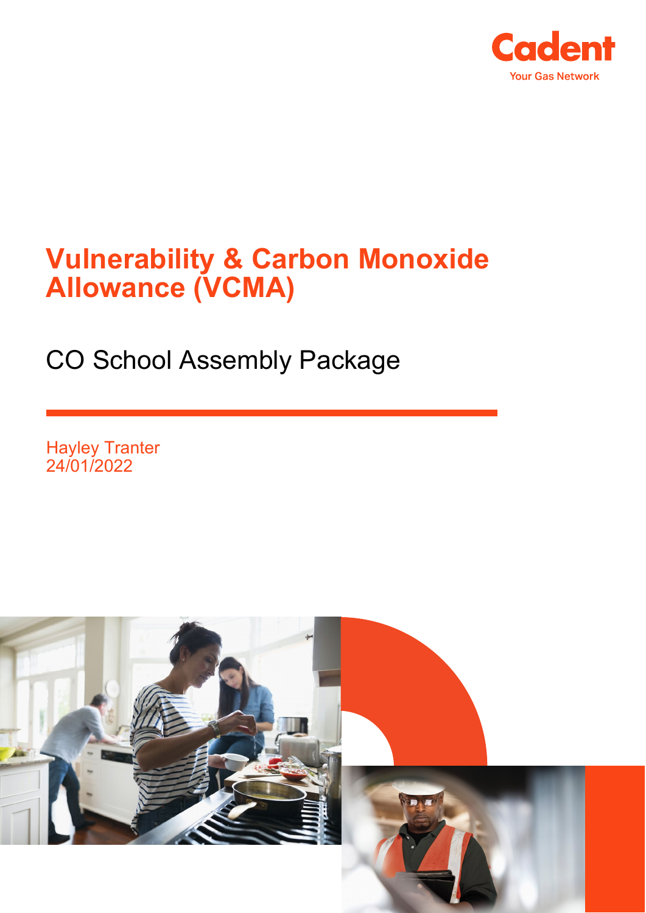Cadent

Your Gas Network

# Vulnerability & Carbon Monoxide Allowance (VCMA)

## CO School Assembly Package

Hayley Tranter
24/01/2022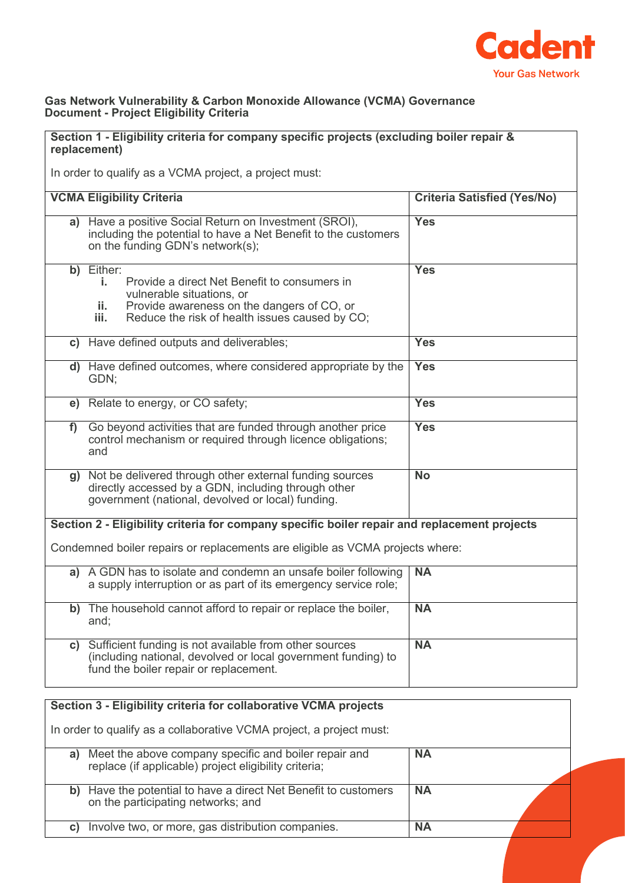**Gas Network Vulnerability & Carbon Monoxide Allowance (VCMA) Governance Document - Project Eligibility Criteria**

**Section 1 - Eligibility criteria for company specific projects (excluding boiler repair & replacement)**

In order to qualify as a VCMA project, a project must:

| VCMA Eligibility Criteria | Criteria Satisfied (Yes/No) |
|---|---|
| **a)** Have a positive Social Return on Investment (SROI), including the potential to have a Net Benefit to the customers on the funding GDN's network(s); | **Yes** |
| **b)** Either: **i.** Provide a direct Net Benefit to consumers in vulnerable situations, or **ii.** Provide awareness on the dangers of CO, or **iii.** Reduce the risk of health issues caused by CO; | **Yes** |
| **c)** Have defined outputs and deliverables; | **Yes** |
| **d)** Have defined outcomes, where considered appropriate by the GDN; | **Yes** |
| **e)** Relate to energy, or CO safety; | **Yes** |
| **f)** Go beyond activities that are funded through another price control mechanism or required through licence obligations; and | **Yes** |
| **g)** Not be delivered through other external funding sources directly accessed by a GDN, including through other government (national, devolved or local) funding. | **No** |

**Section 2 - Eligibility criteria for company specific boiler repair and replacement projects**

Condemned boiler repairs or replacements are eligible as VCMA projects where:

| Criteria | Criteria Satisfied (Yes/No) |
|---|---|
| **a)** A GDN has to isolate and condemn an unsafe boiler following a supply interruption or as part of its emergency service role; | **NA** |
| **b)** The household cannot afford to repair or replace the boiler, and; | **NA** |
| **c)** Sufficient funding is not available from other sources (including national, devolved or local government funding) to fund the boiler repair or replacement. | **NA** |

**Section 3 - Eligibility criteria for collaborative VCMA projects**

In order to qualify as a collaborative VCMA project, a project must:

| Criteria | Criteria Satisfied (Yes/No) |
|---|---|
| **a)** Meet the above company specific and boiler repair and replace (if applicable) project eligibility criteria; | **NA** |
| **b)** Have the potential to have a direct Net Benefit to customers on the participating networks; and | **NA** |
| **c)** Involve two, or more, gas distribution companies. | **NA** |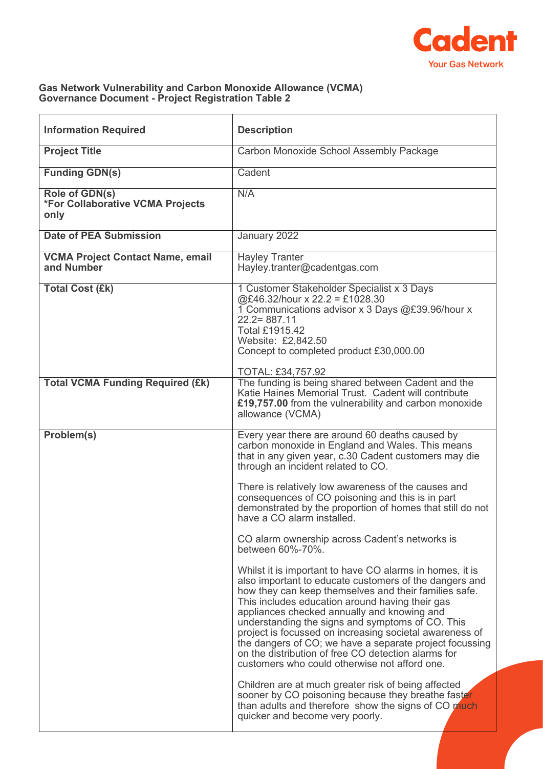**Gas Network Vulnerability and Carbon Monoxide Allowance (VCMA) Governance Document - Project Registration Table 2**

| Information Required | Description |
|---|---|
| **Project Title** | Carbon Monoxide School Assembly Package |
| **Funding GDN(s)** | Cadent |
| **Role of GDN(s)** **\*For Collaborative VCMA Projects only** | N/A |
| **Date of PEA Submission** | January 2022 |
| **VCMA Project Contact Name, email and Number** | Hayley Tranter<br>Hayley.tranter@cadentgas.com |
| **Total Cost (£k)** | 1 Customer Stakeholder Specialist x 3 Days @£46.32/hour x 22.2 = £1028.30<br>1 Communications advisor x 3 Days @£39.96/hour x 22.2= 887.11<br>Total £1915.42<br>Website: £2,842.50<br>Concept to completed product £30,000.00<br><br>TOTAL: £34,757.92 |
| **Total VCMA Funding Required (£k)** | The funding is being shared between Cadent and the Katie Haines Memorial Trust. Cadent will contribute **£19,757.00** from the vulnerability and carbon monoxide allowance (VCMA) |
| **Problem(s)** | Every year there are around 60 deaths caused by carbon monoxide in England and Wales. This means that in any given year, c.30 Cadent customers may die through an incident related to CO.<br><br>There is relatively low awareness of the causes and consequences of CO poisoning and this is in part demonstrated by the proportion of homes that still do not have a CO alarm installed.<br><br>CO alarm ownership across Cadent's networks is between 60%-70%.<br><br>Whilst it is important to have CO alarms in homes, it is also important to educate customers of the dangers and how they can keep themselves and their families safe. This includes education around having their gas appliances checked annually and knowing and understanding the signs and symptoms of CO. This project is focussed on increasing societal awareness of the dangers of CO; we have a separate project focussing on the distribution of free CO detection alarms for customers who could otherwise not afford one.<br><br>Children are at much greater risk of being affected sooner by CO poisoning because they breathe faster than adults and therefore show the signs of CO much quicker and become very poorly. |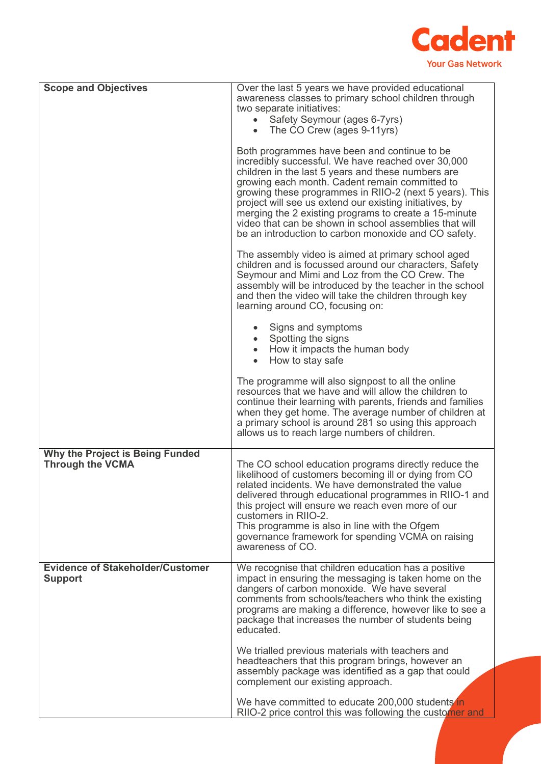| | |
|---|---|
| **Scope and Objectives** | Over the last 5 years we have provided educational awareness classes to primary school children through two separate initiatives:<br>• Safety Seymour (ages 6-7yrs)<br>• The CO Crew (ages 9-11yrs)<br><br>Both programmes have been and continue to be incredibly successful. We have reached over 30,000 children in the last 5 years and these numbers are growing each month. Cadent remain committed to growing these programmes in RIIO-2 (next 5 years). This project will see us extend our existing initiatives, by merging the 2 existing programs to create a 15-minute video that can be shown in school assemblies that will be an introduction to carbon monoxide and CO safety.<br><br>The assembly video is aimed at primary school aged children and is focussed around our characters, Safety Seymour and Mimi and Loz from the CO Crew. The assembly will be introduced by the teacher in the school and then the video will take the children through key learning around CO, focusing on:<br><br>• Signs and symptoms<br>• Spotting the signs<br>• How it impacts the human body<br>• How to stay safe<br><br>The programme will also signpost to all the online resources that we have and will allow the children to continue their learning with parents, friends and families when they get home. The average number of children at a primary school is around 281 so using this approach allows us to reach large numbers of children. |
| **Why the Project is Being Funded Through the VCMA** | The CO school education programs directly reduce the likelihood of customers becoming ill or dying from CO related incidents. We have demonstrated the value delivered through educational programmes in RIIO-1 and this project will ensure we reach even more of our customers in RIIO-2.<br>This programme is also in line with the Ofgem governance framework for spending VCMA on raising awareness of CO. |
| **Evidence of Stakeholder/Customer Support** | We recognise that children education has a positive impact in ensuring the messaging is taken home on the dangers of carbon monoxide. We have several comments from schools/teachers who think the existing programs are making a difference, however like to see a package that increases the number of students being educated.<br><br>We trialled previous materials with teachers and headteachers that this program brings, however an assembly package was identified as a gap that could complement our existing approach.<br><br>We have committed to educate 200,000 students in RIIO-2 price control this was following the customer and |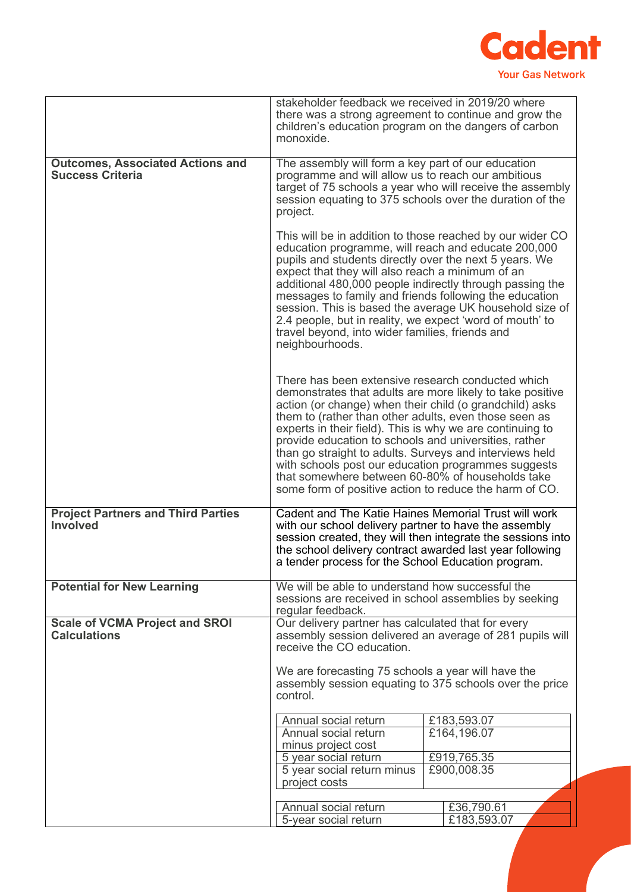| | |
|---|---|
| | stakeholder feedback we received in 2019/20 where there was a strong agreement to continue and grow the children's education program on the dangers of carbon monoxide. |
| **Outcomes, Associated Actions and Success Criteria** | The assembly will form a key part of our education programme and will allow us to reach our ambitious target of 75 schools a year who will receive the assembly session equating to 375 schools over the duration of the project.<br><br>This will be in addition to those reached by our wider CO education programme, will reach and educate 200,000 pupils and students directly over the next 5 years. We expect that they will also reach a minimum of an additional 480,000 people indirectly through passing the messages to family and friends following the education session. This is based the average UK household size of 2.4 people, but in reality, we expect 'word of mouth' to travel beyond, into wider families, friends and neighbourhoods.<br><br>There has been extensive research conducted which demonstrates that adults are more likely to take positive action (or change) when their child (o grandchild) asks them to (rather than other adults, even those seen as experts in their field). This is why we are continuing to provide education to schools and universities, rather than go straight to adults. Surveys and interviews held with schools post our education programmes suggests that somewhere between 60-80% of households take some form of positive action to reduce the harm of CO. |
| **Project Partners and Third Parties Involved** | Cadent and The Katie Haines Memorial Trust will work with our school delivery partner to have the assembly session created, they will then integrate the sessions into the school delivery contract awarded last year following a tender process for the School Education program. |
| **Potential for New Learning** | We will be able to understand how successful the sessions are received in school assemblies by seeking regular feedback. |
| **Scale of VCMA Project and SROI Calculations** | Our delivery partner has calculated that for every assembly session delivered an average of 281 pupils will receive the CO education.<br><br>We are forecasting 75 schools a year will have the assembly session equating to 375 schools over the price control. |

| | |
|---|---|
| Annual social return | £183,593.07 |
| Annual social return minus project cost | £164,196.07 |
| 5 year social return | £919,765.35 |
| 5 year social return minus project costs | £900,008.35 |

| | |
|---|---|
| Annual social return | £36,790.61 |
| 5-year social return | £183,593.07 |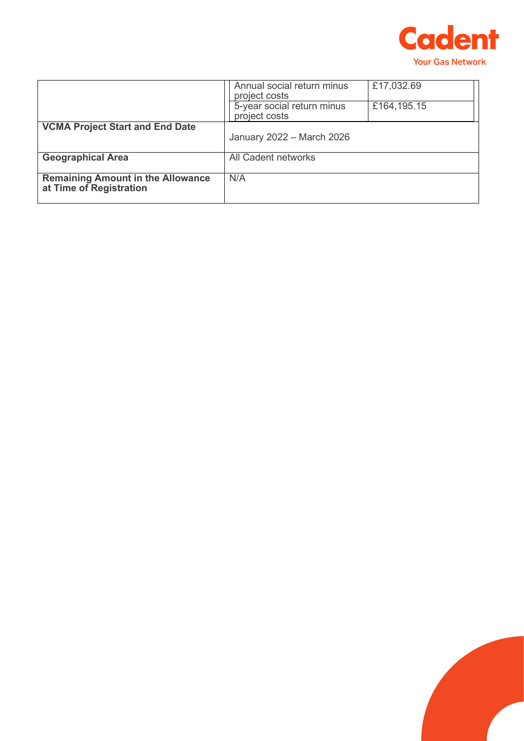| | | |
|---|---|---|
| | Annual social return minus project costs | £17,032.69 |
| | 5-year social return minus project costs | £164,195.15 |
| **VCMA Project Start and End Date** | January 2022 – March 2026 | |
| **Geographical Area** | All Cadent networks | |
| **Remaining Amount in the Allowance at Time of Registration** | N/A | |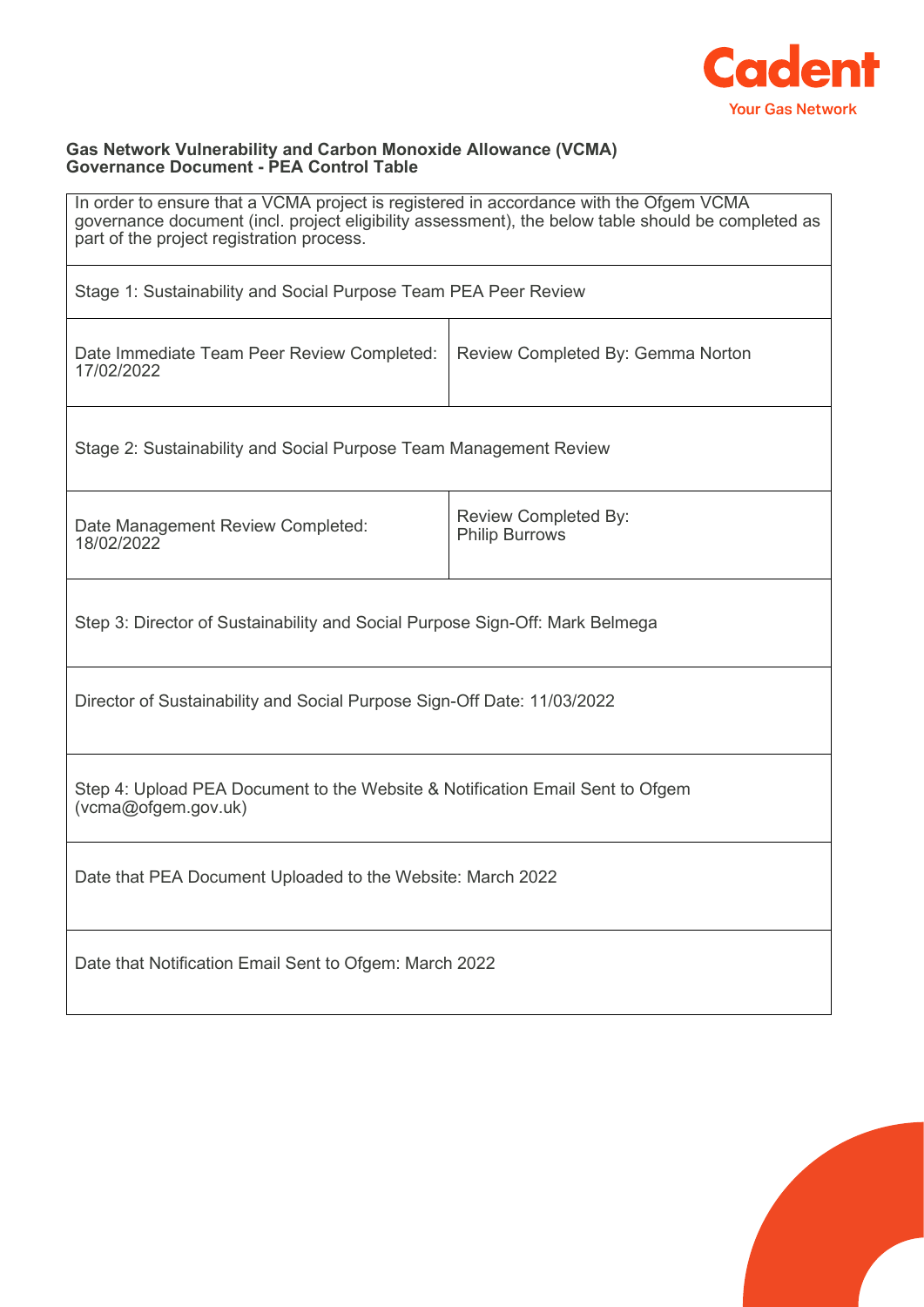**Gas Network Vulnerability and Carbon Monoxide Allowance (VCMA)**
**Governance Document - PEA Control Table**

| | |
|---|---|
| In order to ensure that a VCMA project is registered in accordance with the Ofgem VCMA governance document (incl. project eligibility assessment), the below table should be completed as part of the project registration process. | |
| Stage 1: Sustainability and Social Purpose Team PEA Peer Review | |
| Date Immediate Team Peer Review Completed: 17/02/2022 | Review Completed By: Gemma Norton |
| Stage 2: Sustainability and Social Purpose Team Management Review | |
| Date Management Review Completed: 18/02/2022 | Review Completed By: Philip Burrows |
| Step 3: Director of Sustainability and Social Purpose Sign-Off: Mark Belmega | |
| Director of Sustainability and Social Purpose Sign-Off Date: 11/03/2022 | |
| Step 4: Upload PEA Document to the Website & Notification Email Sent to Ofgem (vcma@ofgem.gov.uk) | |
| Date that PEA Document Uploaded to the Website: March 2022 | |
| Date that Notification Email Sent to Ofgem: March 2022 | |